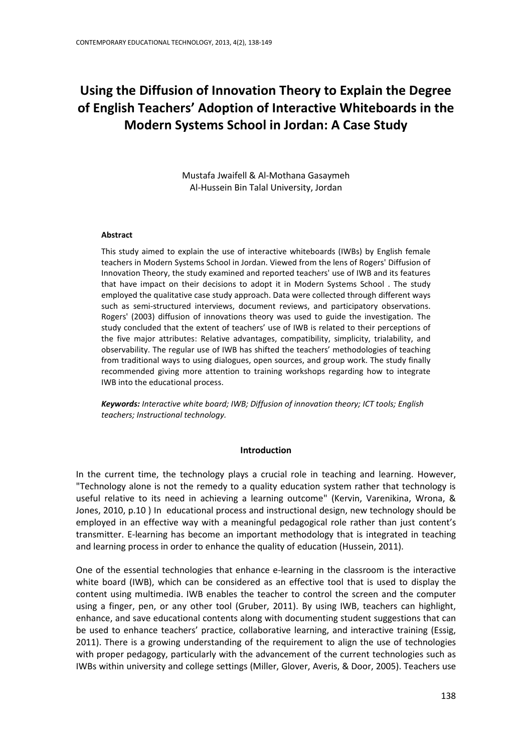# Using the Diffusion of Innovation Theory to Explain the Degree of English Teachers' Adoption of Interactive Whiteboards in the Modern Systems School in Jordan: A Case Study

Mustafa Jwaifell & Al-Mothana Gasaymeh
Al-Hussein Bin Talal University, Jordan

### Abstract

This study aimed to explain the use of interactive whiteboards (IWBs) by English female teachers in Modern Systems School in Jordan. Viewed from the lens of Rogers' Diffusion of Innovation Theory, the study examined and reported teachers' use of IWB and its features that have impact on their decisions to adopt it in Modern Systems School . The study employed the qualitative case study approach. Data were collected through different ways such as semi-structured interviews, document reviews, and participatory observations. Rogers' (2003) diffusion of innovations theory was used to guide the investigation. The study concluded that the extent of teachers' use of IWB is related to their perceptions of the five major attributes: Relative advantages, compatibility, simplicity, trialability, and observability. The regular use of IWB has shifted the teachers' methodologies of teaching from traditional ways to using dialogues, open sources, and group work. The study finally recommended giving more attention to training workshops regarding how to integrate IWB into the educational process.

***Keywords:*** *Interactive white board; IWB; Diffusion of innovation theory; ICT tools; English teachers; Instructional technology.*

## Introduction

In the current time, the technology plays a crucial role in teaching and learning. However, "Technology alone is not the remedy to a quality education system rather that technology is useful relative to its need in achieving a learning outcome" (Kervin, Varenikina, Wrona, & Jones, 2010, p.10 ) In educational process and instructional design, new technology should be employed in an effective way with a meaningful pedagogical role rather than just content's transmitter. E-learning has become an important methodology that is integrated in teaching and learning process in order to enhance the quality of education (Hussein, 2011).

One of the essential technologies that enhance e-learning in the classroom is the interactive white board (IWB), which can be considered as an effective tool that is used to display the content using multimedia. IWB enables the teacher to control the screen and the computer using a finger, pen, or any other tool (Gruber, 2011). By using IWB, teachers can highlight, enhance, and save educational contents along with documenting student suggestions that can be used to enhance teachers' practice, collaborative learning, and interactive training (Essig, 2011). There is a growing understanding of the requirement to align the use of technologies with proper pedagogy, particularly with the advancement of the current technologies such as IWBs within university and college settings (Miller, Glover, Averis, & Door, 2005). Teachers use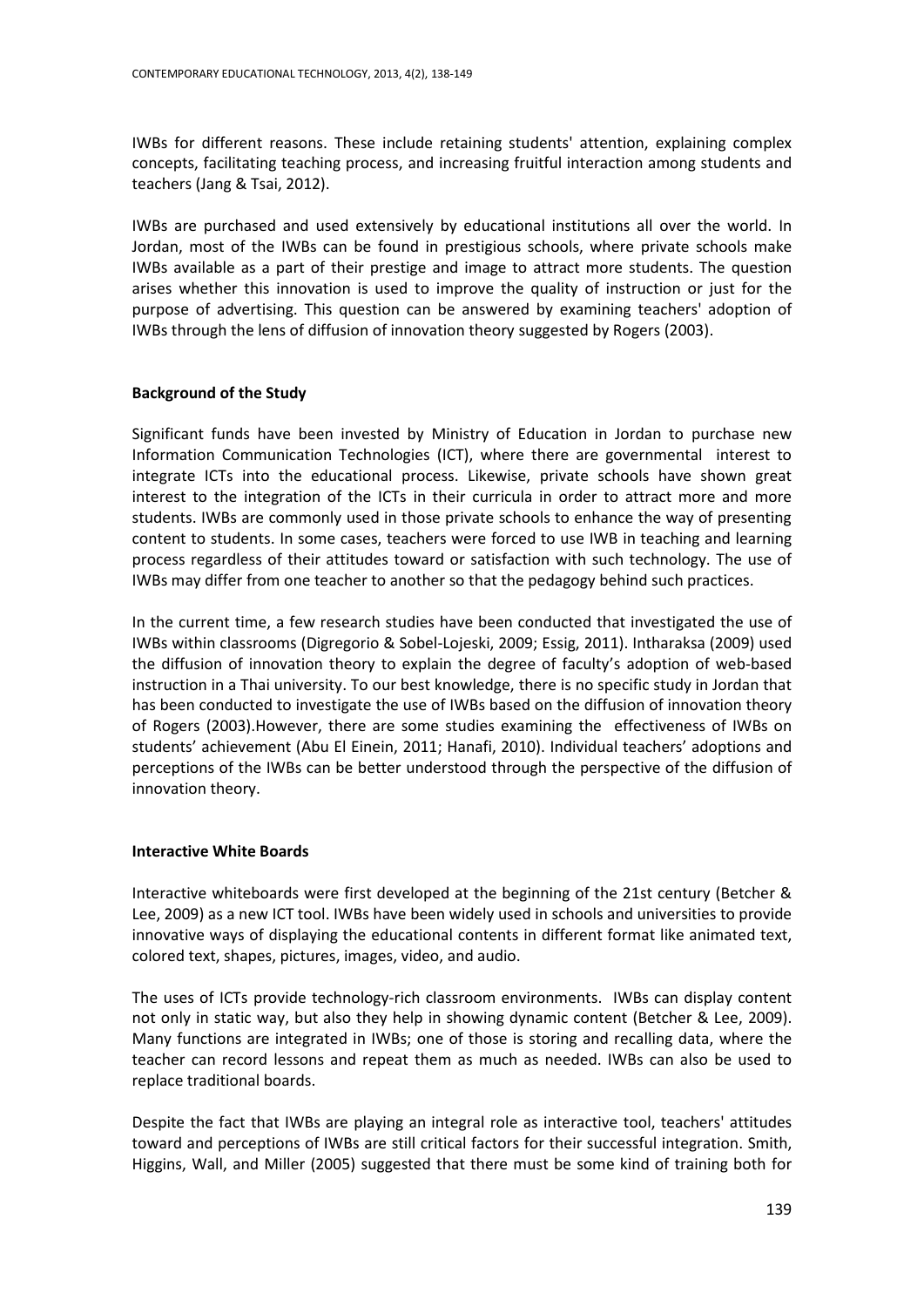IWBs for different reasons. These include retaining students' attention, explaining complex concepts, facilitating teaching process, and increasing fruitful interaction among students and teachers (Jang & Tsai, 2012).

IWBs are purchased and used extensively by educational institutions all over the world. In Jordan, most of the IWBs can be found in prestigious schools, where private schools make IWBs available as a part of their prestige and image to attract more students. The question arises whether this innovation is used to improve the quality of instruction or just for the purpose of advertising. This question can be answered by examining teachers' adoption of IWBs through the lens of diffusion of innovation theory suggested by Rogers (2003).

**Background of the Study**

Significant funds have been invested by Ministry of Education in Jordan to purchase new Information Communication Technologies (ICT), where there are governmental interest to integrate ICTs into the educational process. Likewise, private schools have shown great interest to the integration of the ICTs in their curricula in order to attract more and more students. IWBs are commonly used in those private schools to enhance the way of presenting content to students. In some cases, teachers were forced to use IWB in teaching and learning process regardless of their attitudes toward or satisfaction with such technology. The use of IWBs may differ from one teacher to another so that the pedagogy behind such practices.

In the current time, a few research studies have been conducted that investigated the use of IWBs within classrooms (Digregorio & Sobel-Lojeski, 2009; Essig, 2011). Intharaksa (2009) used the diffusion of innovation theory to explain the degree of faculty's adoption of web-based instruction in a Thai university. To our best knowledge, there is no specific study in Jordan that has been conducted to investigate the use of IWBs based on the diffusion of innovation theory of Rogers (2003).However, there are some studies examining the effectiveness of IWBs on students' achievement (Abu El Einein, 2011; Hanafi, 2010). Individual teachers' adoptions and perceptions of the IWBs can be better understood through the perspective of the diffusion of innovation theory.

**Interactive White Boards**

Interactive whiteboards were first developed at the beginning of the 21st century (Betcher & Lee, 2009) as a new ICT tool. IWBs have been widely used in schools and universities to provide innovative ways of displaying the educational contents in different format like animated text, colored text, shapes, pictures, images, video, and audio.

The uses of ICTs provide technology-rich classroom environments. IWBs can display content not only in static way, but also they help in showing dynamic content (Betcher & Lee, 2009). Many functions are integrated in IWBs; one of those is storing and recalling data, where the teacher can record lessons and repeat them as much as needed. IWBs can also be used to replace traditional boards.

Despite the fact that IWBs are playing an integral role as interactive tool, teachers' attitudes toward and perceptions of IWBs are still critical factors for their successful integration. Smith, Higgins, Wall, and Miller (2005) suggested that there must be some kind of training both for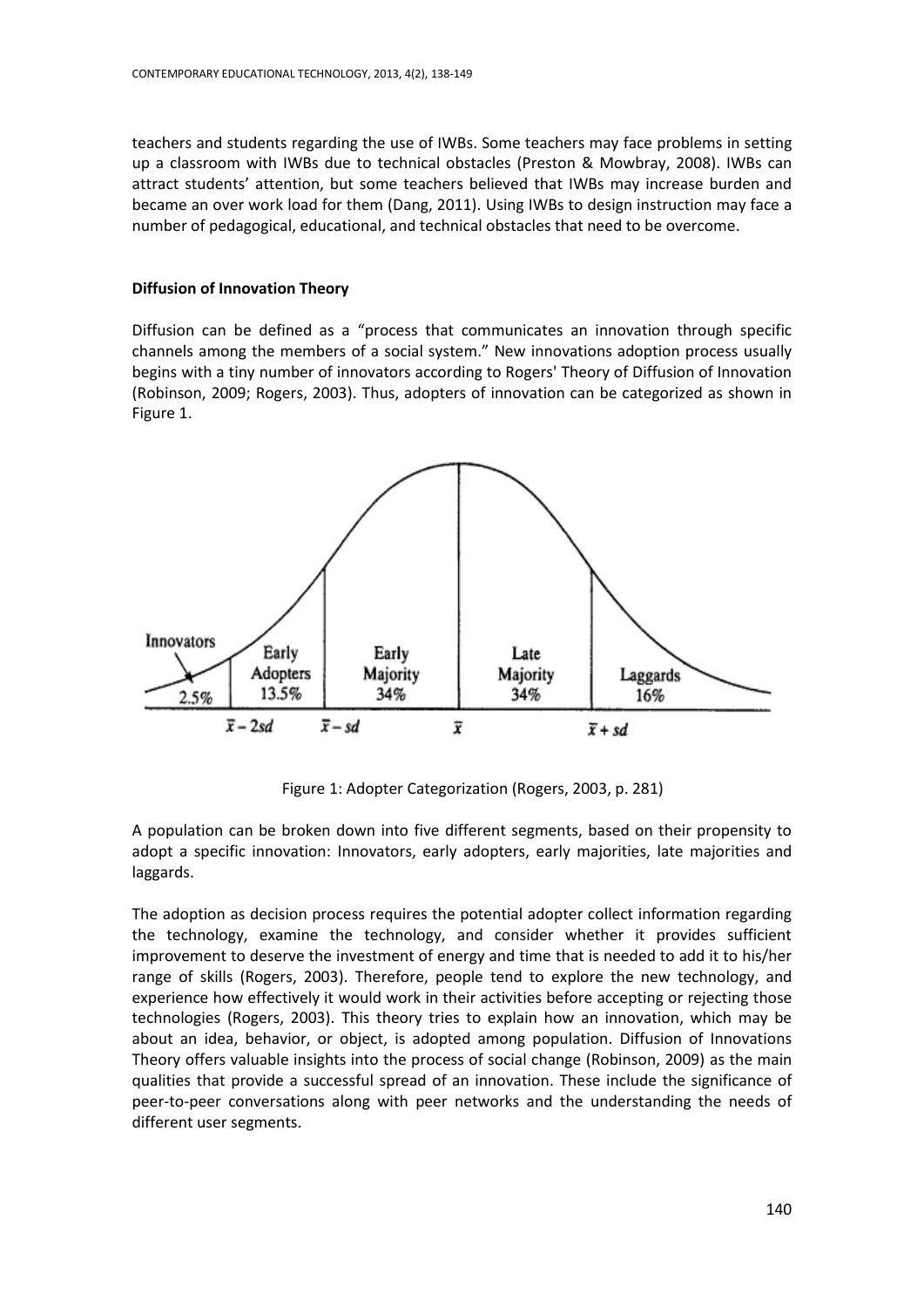teachers and students regarding the use of IWBs. Some teachers may face problems in setting up a classroom with IWBs due to technical obstacles (Preston & Mowbray, 2008). IWBs can attract students' attention, but some teachers believed that IWBs may increase burden and became an over work load for them (Dang, 2011). Using IWBs to design instruction may face a number of pedagogical, educational, and technical obstacles that need to be overcome.

**Diffusion of Innovation Theory**

Diffusion can be defined as a "process that communicates an innovation through specific channels among the members of a social system." New innovations adoption process usually begins with a tiny number of innovators according to Rogers' Theory of Diffusion of Innovation (Robinson, 2009; Rogers, 2003). Thus, adopters of innovation can be categorized as shown in Figure 1.

Figure 1: Adopter Categorization (Rogers, 2003, p. 281)

A population can be broken down into five different segments, based on their propensity to adopt a specific innovation: Innovators, early adopters, early majorities, late majorities and laggards.

The adoption as decision process requires the potential adopter collect information regarding the technology, examine the technology, and consider whether it provides sufficient improvement to deserve the investment of energy and time that is needed to add it to his/her range of skills (Rogers, 2003). Therefore, people tend to explore the new technology, and experience how effectively it would work in their activities before accepting or rejecting those technologies (Rogers, 2003). This theory tries to explain how an innovation, which may be about an idea, behavior, or object, is adopted among population. Diffusion of Innovations Theory offers valuable insights into the process of social change (Robinson, 2009) as the main qualities that provide a successful spread of an innovation. These include the significance of peer-to-peer conversations along with peer networks and the understanding the needs of different user segments.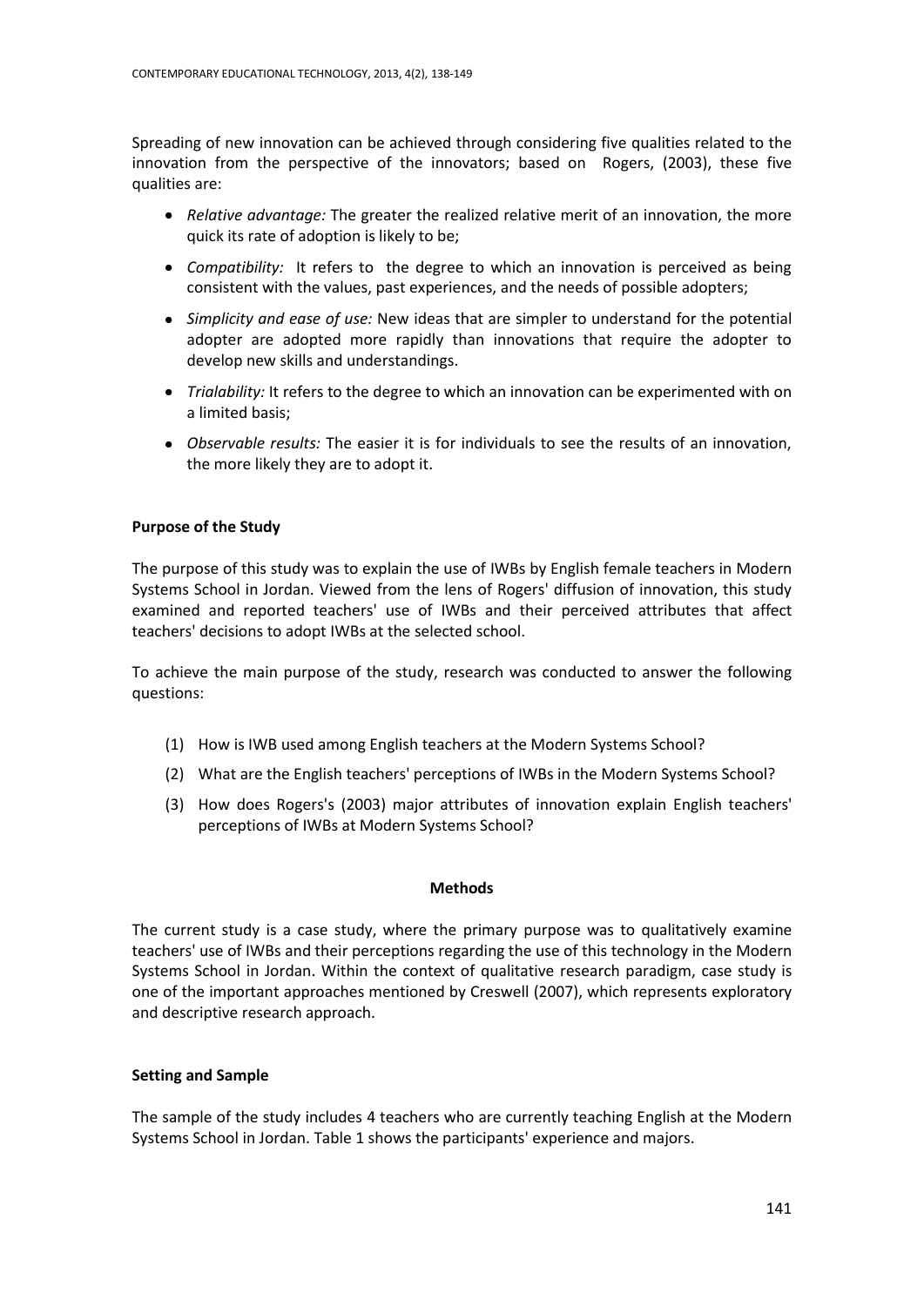Spreading of new innovation can be achieved through considering five qualities related to the innovation from the perspective of the innovators; based on Rogers, (2003), these five qualities are:

- *Relative advantage:* The greater the realized relative merit of an innovation, the more quick its rate of adoption is likely to be;
- *Compatibility:* It refers to the degree to which an innovation is perceived as being consistent with the values, past experiences, and the needs of possible adopters;
- *Simplicity and ease of use:* New ideas that are simpler to understand for the potential adopter are adopted more rapidly than innovations that require the adopter to develop new skills and understandings.
- *Trialability:* It refers to the degree to which an innovation can be experimented with on a limited basis;
- *Observable results:* The easier it is for individuals to see the results of an innovation, the more likely they are to adopt it.

**Purpose of the Study**

The purpose of this study was to explain the use of IWBs by English female teachers in Modern Systems School in Jordan. Viewed from the lens of Rogers' diffusion of innovation, this study examined and reported teachers' use of IWBs and their perceived attributes that affect teachers' decisions to adopt IWBs at the selected school.

To achieve the main purpose of the study, research was conducted to answer the following questions:

(1) How is IWB used among English teachers at the Modern Systems School?

(2) What are the English teachers' perceptions of IWBs in the Modern Systems School?

(3) How does Rogers's (2003) major attributes of innovation explain English teachers' perceptions of IWBs at Modern Systems School?

## Methods

The current study is a case study, where the primary purpose was to qualitatively examine teachers' use of IWBs and their perceptions regarding the use of this technology in the Modern Systems School in Jordan. Within the context of qualitative research paradigm, case study is one of the important approaches mentioned by Creswell (2007), which represents exploratory and descriptive research approach.

**Setting and Sample**

The sample of the study includes 4 teachers who are currently teaching English at the Modern Systems School in Jordan. Table 1 shows the participants' experience and majors.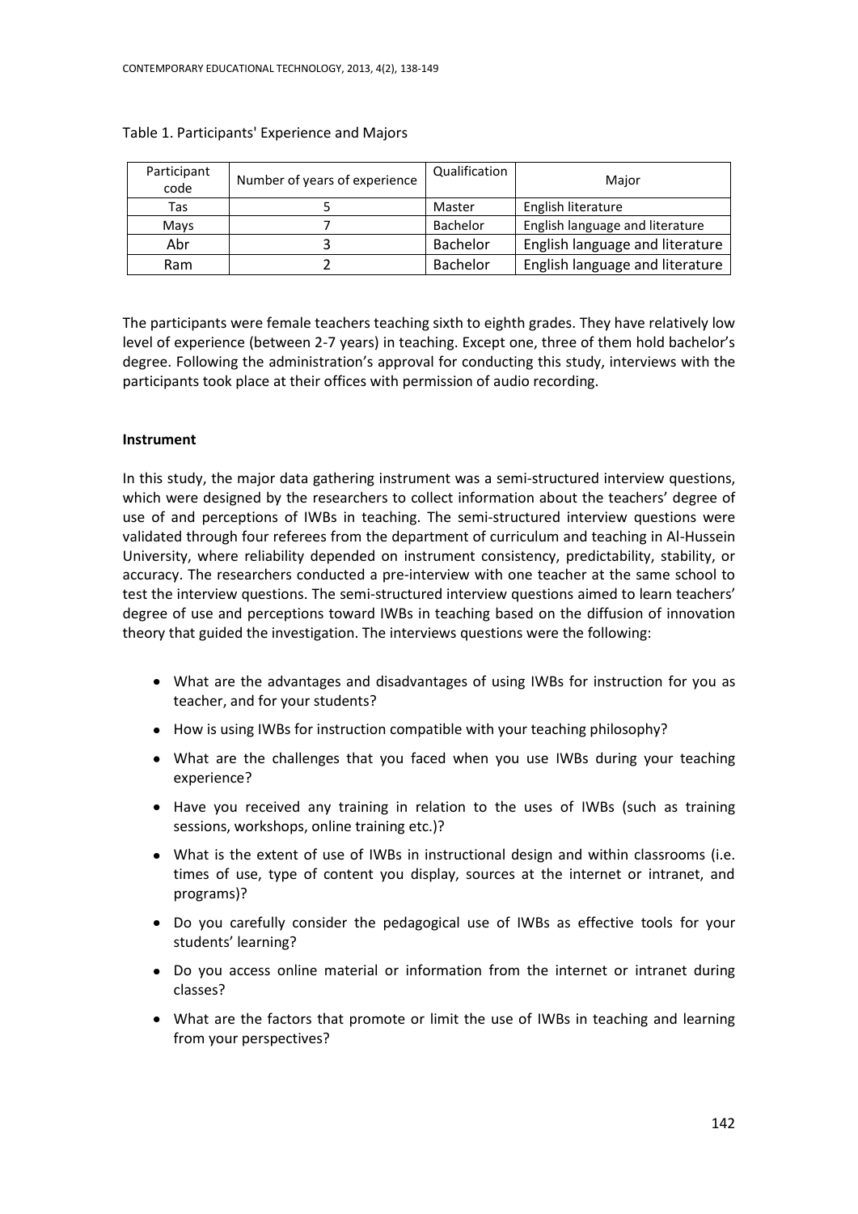Table 1. Participants' Experience and Majors

| Participant code | Number of years of experience | Qualification | Major |
|---|---|---|---|
| Tas | 5 | Master | English literature |
| Mays | 7 | Bachelor | English language and literature |
| Abr | 3 | Bachelor | English language and literature |
| Ram | 2 | Bachelor | English language and literature |

The participants were female teachers teaching sixth to eighth grades. They have relatively low level of experience (between 2-7 years) in teaching. Except one, three of them hold bachelor's degree. Following the administration's approval for conducting this study, interviews with the participants took place at their offices with permission of audio recording.

**Instrument**

In this study, the major data gathering instrument was a semi-structured interview questions, which were designed by the researchers to collect information about the teachers' degree of use of and perceptions of IWBs in teaching. The semi-structured interview questions were validated through four referees from the department of curriculum and teaching in Al-Hussein University, where reliability depended on instrument consistency, predictability, stability, or accuracy. The researchers conducted a pre-interview with one teacher at the same school to test the interview questions. The semi-structured interview questions aimed to learn teachers' degree of use and perceptions toward IWBs in teaching based on the diffusion of innovation theory that guided the investigation. The interviews questions were the following:

- What are the advantages and disadvantages of using IWBs for instruction for you as teacher, and for your students?
- How is using IWBs for instruction compatible with your teaching philosophy?
- What are the challenges that you faced when you use IWBs during your teaching experience?
- Have you received any training in relation to the uses of IWBs (such as training sessions, workshops, online training etc.)?
- What is the extent of use of IWBs in instructional design and within classrooms (i.e. times of use, type of content you display, sources at the internet or intranet, and programs)?
- Do you carefully consider the pedagogical use of IWBs as effective tools for your students' learning?
- Do you access online material or information from the internet or intranet during classes?
- What are the factors that promote or limit the use of IWBs in teaching and learning from your perspectives?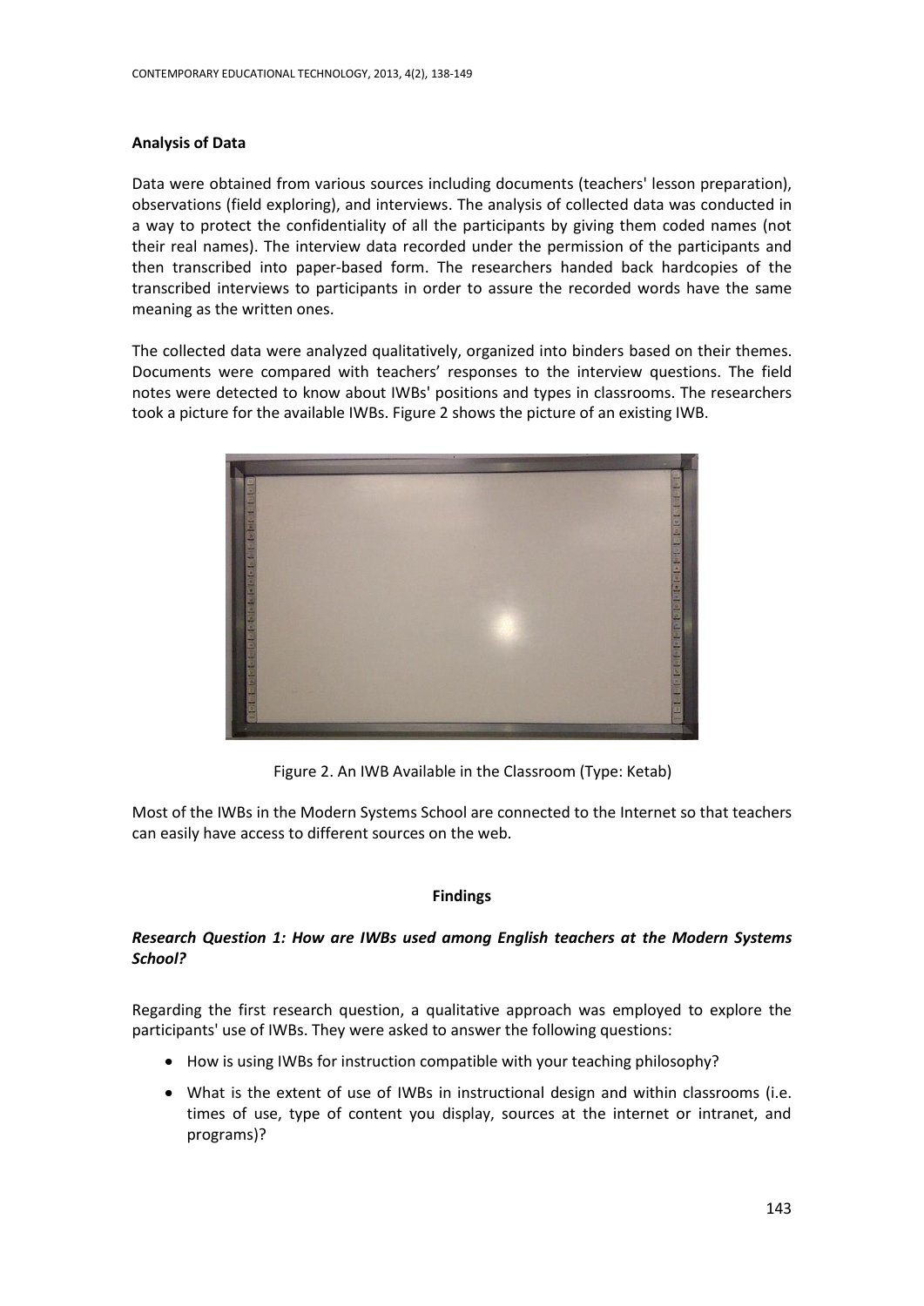## Analysis of Data

Data were obtained from various sources including documents (teachers' lesson preparation), observations (field exploring), and interviews. The analysis of collected data was conducted in a way to protect the confidentiality of all the participants by giving them coded names (not their real names). The interview data recorded under the permission of the participants and then transcribed into paper-based form. The researchers handed back hardcopies of the transcribed interviews to participants in order to assure the recorded words have the same meaning as the written ones.

The collected data were analyzed qualitatively, organized into binders based on their themes. Documents were compared with teachers' responses to the interview questions. The field notes were detected to know about IWBs' positions and types in classrooms. The researchers took a picture for the available IWBs. Figure 2 shows the picture of an existing IWB.

Figure 2. An IWB Available in the Classroom (Type: Ketab)

Most of the IWBs in the Modern Systems School are connected to the Internet so that teachers can easily have access to different sources on the web.

## Findings

### *Research Question 1: How are IWBs used among English teachers at the Modern Systems School?*

Regarding the first research question, a qualitative approach was employed to explore the participants' use of IWBs. They were asked to answer the following questions:

- How is using IWBs for instruction compatible with your teaching philosophy?
- What is the extent of use of IWBs in instructional design and within classrooms (i.e. times of use, type of content you display, sources at the internet or intranet, and programs)?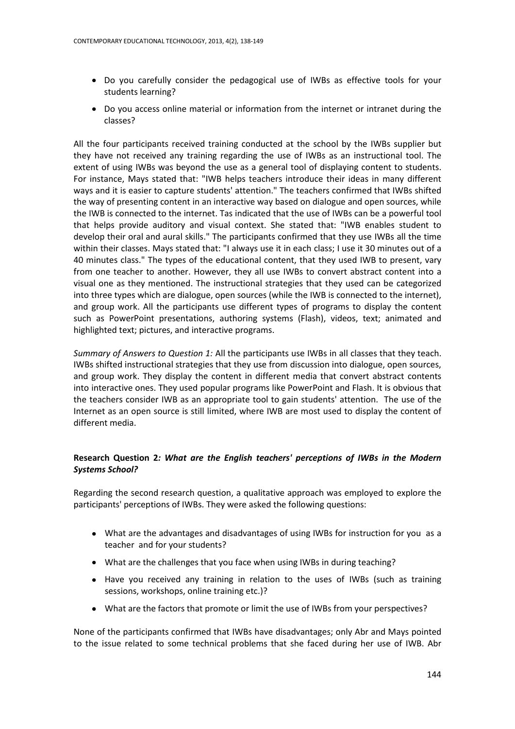- Do you carefully consider the pedagogical use of IWBs as effective tools for your students learning?
- Do you access online material or information from the internet or intranet during the classes?

All the four participants received training conducted at the school by the IWBs supplier but they have not received any training regarding the use of IWBs as an instructional tool. The extent of using IWBs was beyond the use as a general tool of displaying content to students. For instance, Mays stated that: "IWB helps teachers introduce their ideas in many different ways and it is easier to capture students' attention." The teachers confirmed that IWBs shifted the way of presenting content in an interactive way based on dialogue and open sources, while the IWB is connected to the internet. Tas indicated that the use of IWBs can be a powerful tool that helps provide auditory and visual context. She stated that: "IWB enables student to develop their oral and aural skills." The participants confirmed that they use IWBs all the time within their classes. Mays stated that: "I always use it in each class; I use it 30 minutes out of a 40 minutes class." The types of the educational content, that they used IWB to present, vary from one teacher to another. However, they all use IWBs to convert abstract content into a visual one as they mentioned. The instructional strategies that they used can be categorized into three types which are dialogue, open sources (while the IWB is connected to the internet), and group work. All the participants use different types of programs to display the content such as PowerPoint presentations, authoring systems (Flash), videos, text; animated and highlighted text; pictures, and interactive programs.

*Summary of Answers to Question 1:* All the participants use IWBs in all classes that they teach. IWBs shifted instructional strategies that they use from discussion into dialogue, open sources, and group work. They display the content in different media that convert abstract contents into interactive ones. They used popular programs like PowerPoint and Flash. It is obvious that the teachers consider IWB as an appropriate tool to gain students' attention. The use of the Internet as an open source is still limited, where IWB are most used to display the content of different media.

**Research Question 2*: What are the English teachers' perceptions of IWBs in the Modern Systems School?***

Regarding the second research question, a qualitative approach was employed to explore the participants' perceptions of IWBs. They were asked the following questions:

- What are the advantages and disadvantages of using IWBs for instruction for you as a teacher and for your students?
- What are the challenges that you face when using IWBs in during teaching?
- Have you received any training in relation to the uses of IWBs (such as training sessions, workshops, online training etc.)?
- What are the factors that promote or limit the use of IWBs from your perspectives?

None of the participants confirmed that IWBs have disadvantages; only Abr and Mays pointed to the issue related to some technical problems that she faced during her use of IWB. Abr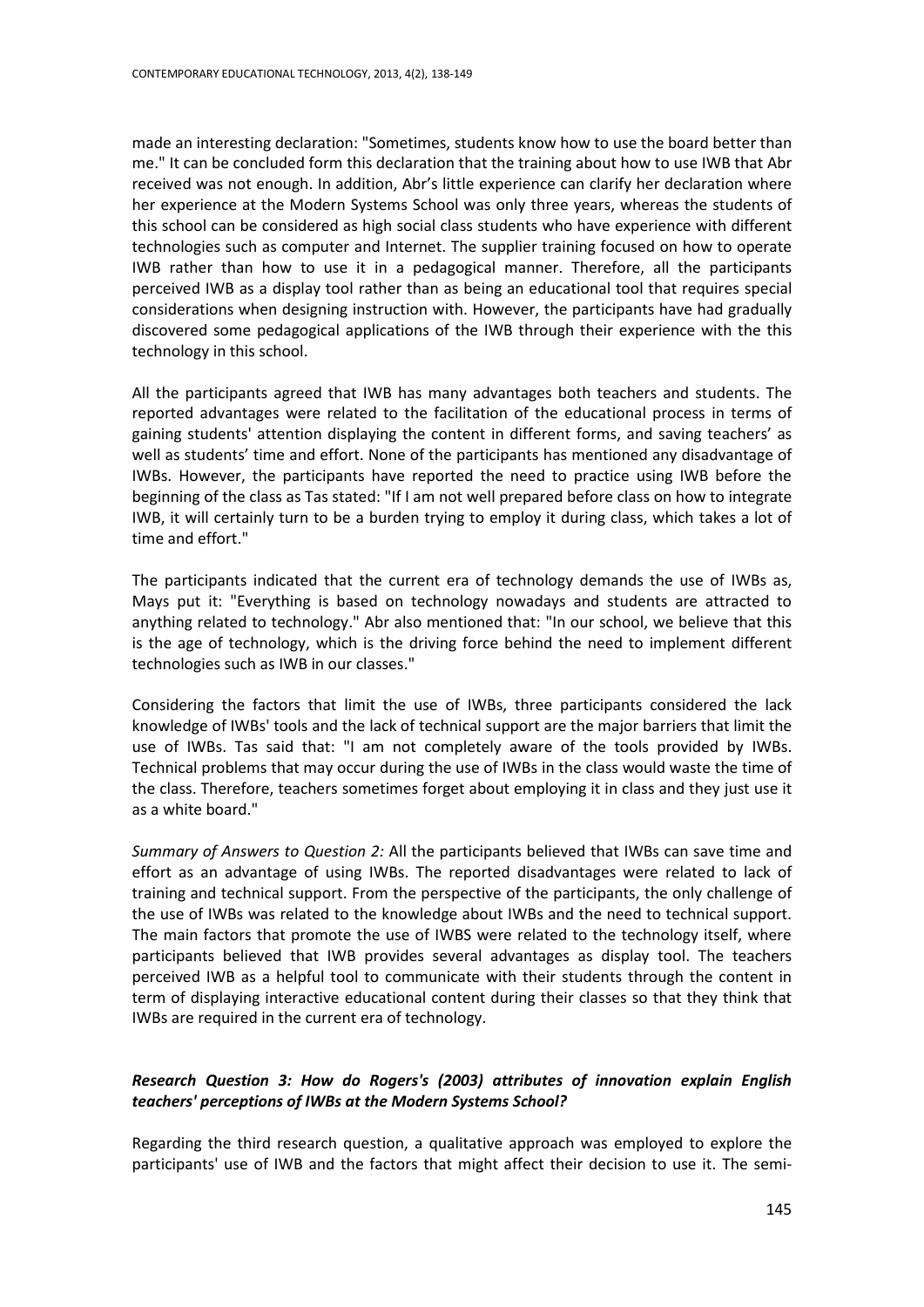made an interesting declaration: "Sometimes, students know how to use the board better than me." It can be concluded form this declaration that the training about how to use IWB that Abr received was not enough. In addition, Abr's little experience can clarify her declaration where her experience at the Modern Systems School was only three years, whereas the students of this school can be considered as high social class students who have experience with different technologies such as computer and Internet. The supplier training focused on how to operate IWB rather than how to use it in a pedagogical manner. Therefore, all the participants perceived IWB as a display tool rather than as being an educational tool that requires special considerations when designing instruction with. However, the participants have had gradually discovered some pedagogical applications of the IWB through their experience with the this technology in this school.

All the participants agreed that IWB has many advantages both teachers and students. The reported advantages were related to the facilitation of the educational process in terms of gaining students' attention displaying the content in different forms, and saving teachers' as well as students' time and effort. None of the participants has mentioned any disadvantage of IWBs. However, the participants have reported the need to practice using IWB before the beginning of the class as Tas stated: "If I am not well prepared before class on how to integrate IWB, it will certainly turn to be a burden trying to employ it during class, which takes a lot of time and effort."

The participants indicated that the current era of technology demands the use of IWBs as, Mays put it: "Everything is based on technology nowadays and students are attracted to anything related to technology." Abr also mentioned that: "In our school, we believe that this is the age of technology, which is the driving force behind the need to implement different technologies such as IWB in our classes."

Considering the factors that limit the use of IWBs, three participants considered the lack knowledge of IWBs' tools and the lack of technical support are the major barriers that limit the use of IWBs. Tas said that: "I am not completely aware of the tools provided by IWBs. Technical problems that may occur during the use of IWBs in the class would waste the time of the class. Therefore, teachers sometimes forget about employing it in class and they just use it as a white board."

*Summary of Answers to Question 2:* All the participants believed that IWBs can save time and effort as an advantage of using IWBs. The reported disadvantages were related to lack of training and technical support. From the perspective of the participants, the only challenge of the use of IWBs was related to the knowledge about IWBs and the need to technical support. The main factors that promote the use of IWBS were related to the technology itself, where participants believed that IWB provides several advantages as display tool. The teachers perceived IWB as a helpful tool to communicate with their students through the content in term of displaying interactive educational content during their classes so that they think that IWBs are required in the current era of technology.

### *Research Question 3: How do Rogers's (2003) attributes of innovation explain English teachers' perceptions of IWBs at the Modern Systems School?*

Regarding the third research question, a qualitative approach was employed to explore the participants' use of IWB and the factors that might affect their decision to use it. The semi-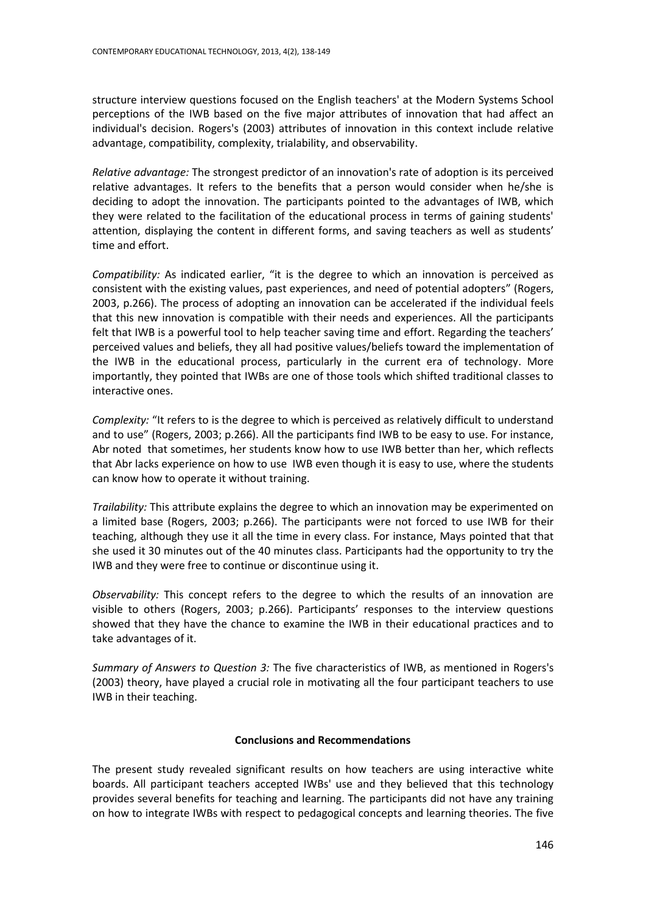structure interview questions focused on the English teachers' at the Modern Systems School perceptions of the IWB based on the five major attributes of innovation that had affect an individual's decision. Rogers's (2003) attributes of innovation in this context include relative advantage, compatibility, complexity, trialability, and observability.

*Relative advantage:* The strongest predictor of an innovation's rate of adoption is its perceived relative advantages. It refers to the benefits that a person would consider when he/she is deciding to adopt the innovation. The participants pointed to the advantages of IWB, which they were related to the facilitation of the educational process in terms of gaining students' attention, displaying the content in different forms, and saving teachers as well as students' time and effort.

*Compatibility:* As indicated earlier, "it is the degree to which an innovation is perceived as consistent with the existing values, past experiences, and need of potential adopters" (Rogers, 2003, p.266). The process of adopting an innovation can be accelerated if the individual feels that this new innovation is compatible with their needs and experiences. All the participants felt that IWB is a powerful tool to help teacher saving time and effort. Regarding the teachers' perceived values and beliefs, they all had positive values/beliefs toward the implementation of the IWB in the educational process, particularly in the current era of technology. More importantly, they pointed that IWBs are one of those tools which shifted traditional classes to interactive ones.

*Complexity:* "It refers to is the degree to which is perceived as relatively difficult to understand and to use" (Rogers, 2003; p.266). All the participants find IWB to be easy to use. For instance, Abr noted that sometimes, her students know how to use IWB better than her, which reflects that Abr lacks experience on how to use IWB even though it is easy to use, where the students can know how to operate it without training.

*Trailability:* This attribute explains the degree to which an innovation may be experimented on a limited base (Rogers, 2003; p.266). The participants were not forced to use IWB for their teaching, although they use it all the time in every class. For instance, Mays pointed that that she used it 30 minutes out of the 40 minutes class. Participants had the opportunity to try the IWB and they were free to continue or discontinue using it.

*Observability:* This concept refers to the degree to which the results of an innovation are visible to others (Rogers, 2003; p.266). Participants' responses to the interview questions showed that they have the chance to examine the IWB in their educational practices and to take advantages of it.

*Summary of Answers to Question 3:* The five characteristics of IWB, as mentioned in Rogers's (2003) theory, have played a crucial role in motivating all the four participant teachers to use IWB in their teaching.

## Conclusions and Recommendations

The present study revealed significant results on how teachers are using interactive white boards. All participant teachers accepted IWBs' use and they believed that this technology provides several benefits for teaching and learning. The participants did not have any training on how to integrate IWBs with respect to pedagogical concepts and learning theories. The five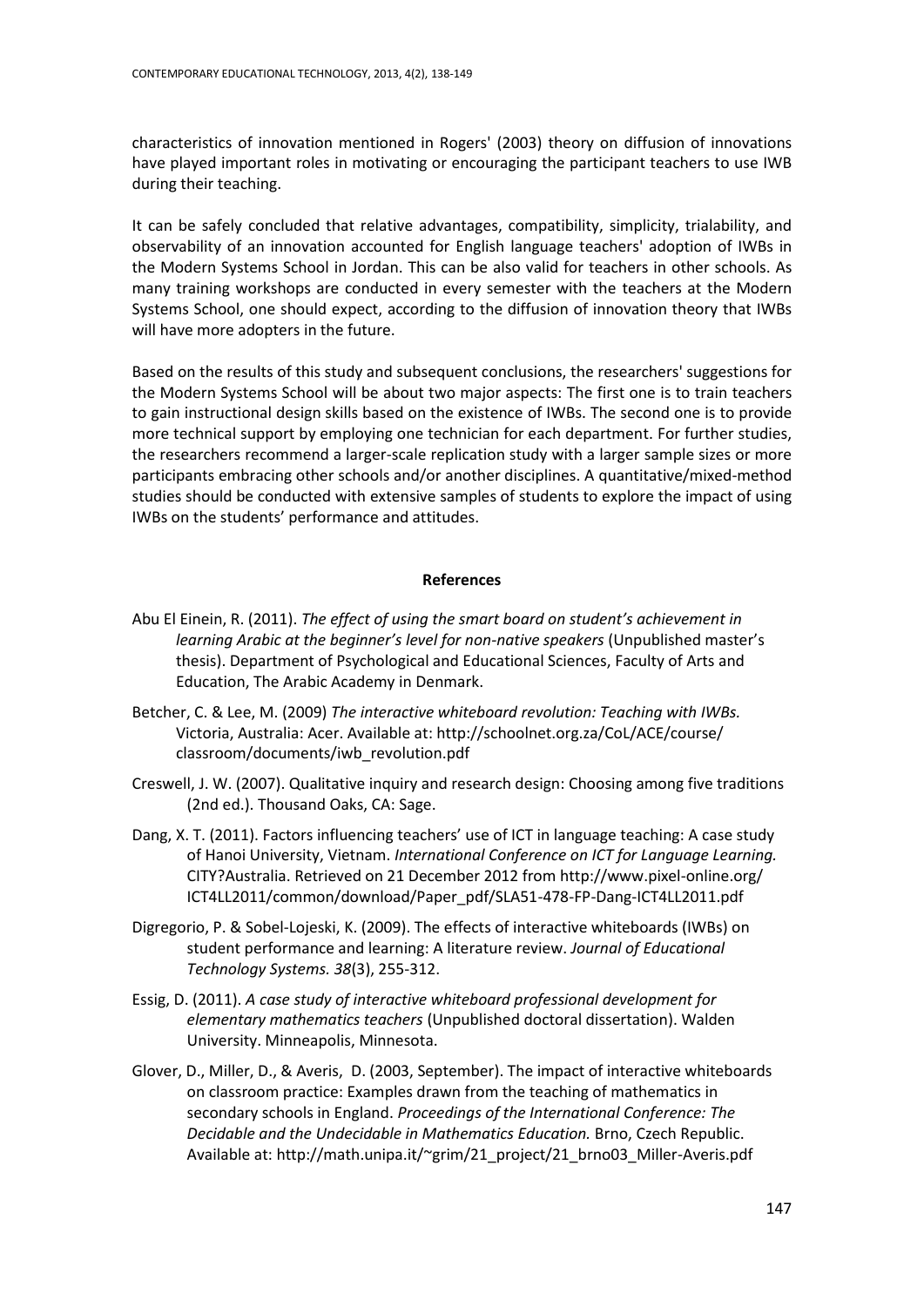characteristics of innovation mentioned in Rogers' (2003) theory on diffusion of innovations have played important roles in motivating or encouraging the participant teachers to use IWB during their teaching.

It can be safely concluded that relative advantages, compatibility, simplicity, trialability, and observability of an innovation accounted for English language teachers' adoption of IWBs in the Modern Systems School in Jordan. This can be also valid for teachers in other schools. As many training workshops are conducted in every semester with the teachers at the Modern Systems School, one should expect, according to the diffusion of innovation theory that IWBs will have more adopters in the future.

Based on the results of this study and subsequent conclusions, the researchers' suggestions for the Modern Systems School will be about two major aspects: The first one is to train teachers to gain instructional design skills based on the existence of IWBs. The second one is to provide more technical support by employing one technician for each department. For further studies, the researchers recommend a larger-scale replication study with a larger sample sizes or more participants embracing other schools and/or another disciplines. A quantitative/mixed-method studies should be conducted with extensive samples of students to explore the impact of using IWBs on the students' performance and attitudes.

## References

Abu El Einein, R. (2011). *The effect of using the smart board on student's achievement in learning Arabic at the beginner's level for non-native speakers* (Unpublished master's thesis). Department of Psychological and Educational Sciences, Faculty of Arts and Education, The Arabic Academy in Denmark.

Betcher, C. & Lee, M. (2009) *The interactive whiteboard revolution: Teaching with IWBs.* Victoria, Australia: Acer. Available at: http://schoolnet.org.za/CoL/ACE/course/classroom/documents/iwb_revolution.pdf

Creswell, J. W. (2007). Qualitative inquiry and research design: Choosing among five traditions (2nd ed.). Thousand Oaks, CA: Sage.

Dang, X. T. (2011). Factors influencing teachers' use of ICT in language teaching: A case study of Hanoi University, Vietnam. *International Conference on ICT for Language Learning.* CITY?Australia. Retrieved on 21 December 2012 from http://www.pixel-online.org/ICT4LL2011/common/download/Paper_pdf/SLA51-478-FP-Dang-ICT4LL2011.pdf

Digregorio, P. & Sobel-Lojeski, K. (2009). The effects of interactive whiteboards (IWBs) on student performance and learning: A literature review. *Journal of Educational Technology Systems. 38*(3), 255-312.

Essig, D. (2011). *A case study of interactive whiteboard professional development for elementary mathematics teachers* (Unpublished doctoral dissertation). Walden University. Minneapolis, Minnesota.

Glover, D., Miller, D., & Averis, D. (2003, September). The impact of interactive whiteboards on classroom practice: Examples drawn from the teaching of mathematics in secondary schools in England. *Proceedings of the International Conference: The Decidable and the Undecidable in Mathematics Education.* Brno, Czech Republic. Available at: http://math.unipa.it/~grim/21_project/21_brno03_Miller-Averis.pdf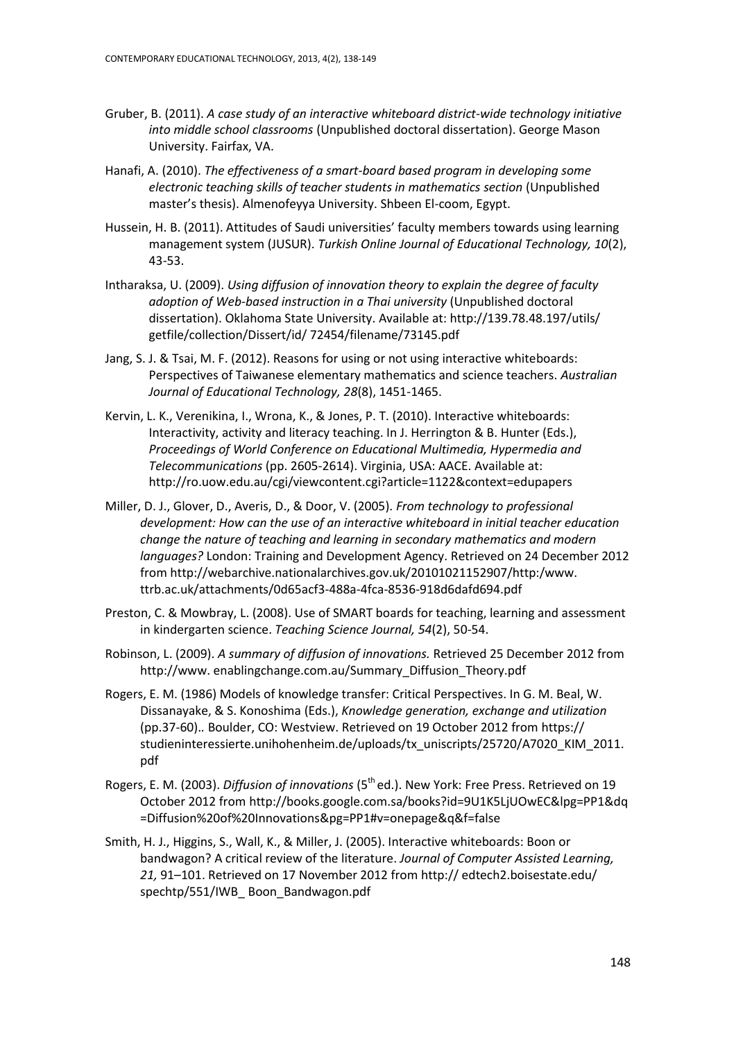Gruber, B. (2011). *A case study of an interactive whiteboard district-wide technology initiative into middle school classrooms* (Unpublished doctoral dissertation). George Mason University. Fairfax, VA.

Hanafi, A. (2010). *The effectiveness of a smart-board based program in developing some electronic teaching skills of teacher students in mathematics section* (Unpublished master's thesis). Almenofeyya University. Shbeen El-coom, Egypt.

Hussein, H. B. (2011). Attitudes of Saudi universities' faculty members towards using learning management system (JUSUR). *Turkish Online Journal of Educational Technology, 10*(2), 43-53.

Intharaksa, U. (2009). *Using diffusion of innovation theory to explain the degree of faculty adoption of Web-based instruction in a Thai university* (Unpublished doctoral dissertation). Oklahoma State University. Available at: http://139.78.48.197/utils/getfile/collection/Dissert/id/ 72454/filename/73145.pdf

Jang, S. J. & Tsai, M. F. (2012). Reasons for using or not using interactive whiteboards: Perspectives of Taiwanese elementary mathematics and science teachers. *Australian Journal of Educational Technology, 28*(8), 1451-1465.

Kervin, L. K., Verenikina, I., Wrona, K., & Jones, P. T. (2010). Interactive whiteboards: Interactivity, activity and literacy teaching. In J. Herrington & B. Hunter (Eds.), *Proceedings of World Conference on Educational Multimedia, Hypermedia and Telecommunications* (pp. 2605-2614). Virginia, USA: AACE. Available at: http://ro.uow.edu.au/cgi/viewcontent.cgi?article=1122&context=edupapers

Miller, D. J., Glover, D., Averis, D., & Door, V. (2005). *From technology to professional development: How can the use of an interactive whiteboard in initial teacher education change the nature of teaching and learning in secondary mathematics and modern languages?* London: Training and Development Agency. Retrieved on 24 December 2012 from http://webarchive.nationalarchives.gov.uk/20101021152907/http:/www.ttrb.ac.uk/attachments/0d65acf3-488a-4fca-8536-918d6dafd694.pdf

Preston, C. & Mowbray, L. (2008). Use of SMART boards for teaching, learning and assessment in kindergarten science. *Teaching Science Journal, 54*(2), 50-54.

Robinson, L. (2009). *A summary of diffusion of innovations.* Retrieved 25 December 2012 from http://www. enablingchange.com.au/Summary_Diffusion_Theory.pdf

Rogers, E. M. (1986) Models of knowledge transfer: Critical Perspectives. In G. M. Beal, W. Dissanayake, & S. Konoshima (Eds.), *Knowledge generation, exchange and utilization* (pp.37-60).. Boulder, CO: Westview. Retrieved on 19 October 2012 from https://studieninteressierte.unihohenheim.de/uploads/tx_uniscripts/25720/A7020_KIM_2011.pdf

Rogers, E. M. (2003). *Diffusion of innovations* (5th ed.). New York: Free Press. Retrieved on 19 October 2012 from http://books.google.com.sa/books?id=9U1K5LjUOwEC&lpg=PP1&dq=Diffusion%20of%20Innovations&pg=PP1#v=onepage&q&f=false

Smith, H. J., Higgins, S., Wall, K., & Miller, J. (2005). Interactive whiteboards: Boon or bandwagon? A critical review of the literature. *Journal of Computer Assisted Learning, 21,* 91–101. Retrieved on 17 November 2012 from http:// edtech2.boisestate.edu/spechtp/551/IWB_ Boon_Bandwagon.pdf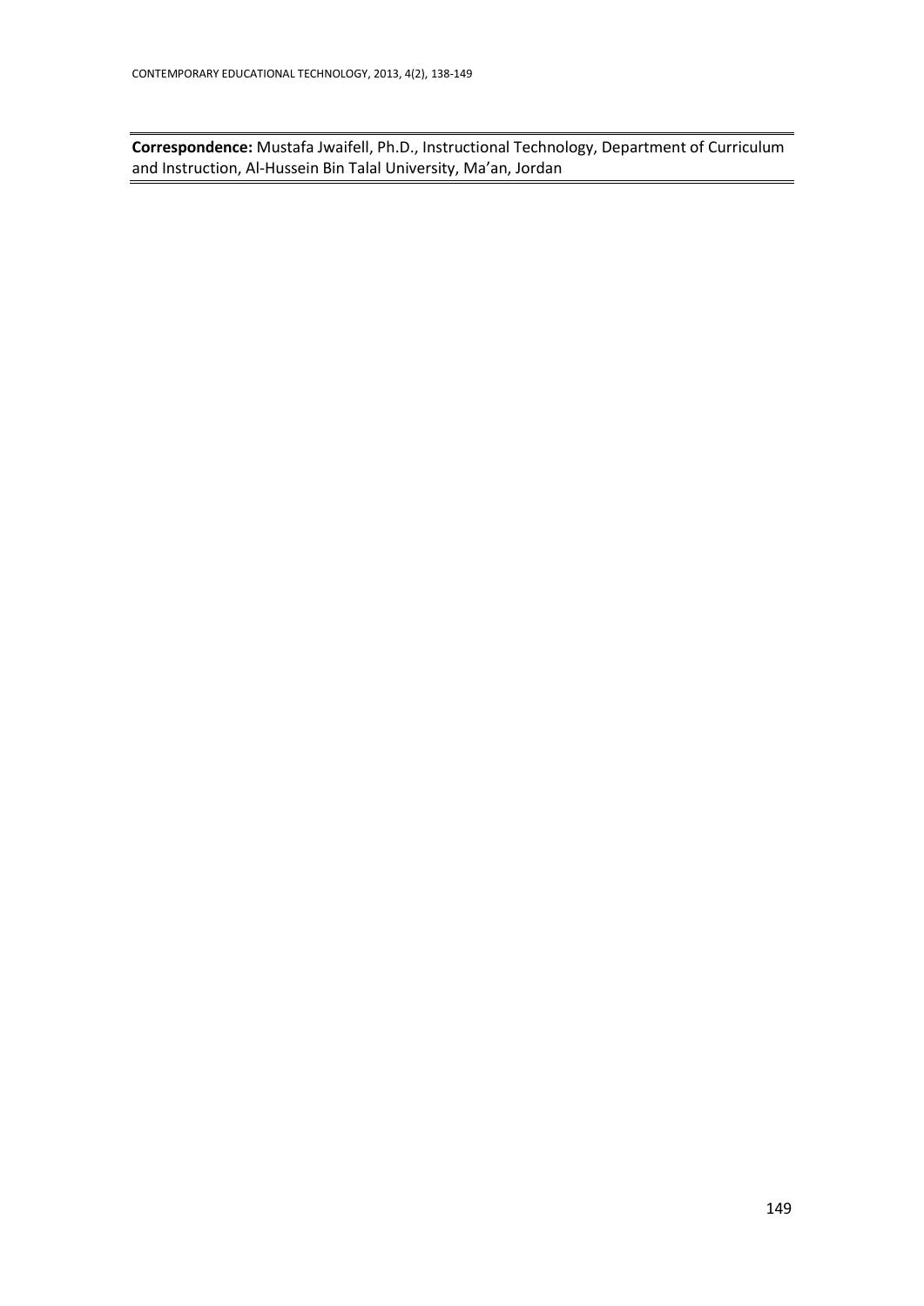**Correspondence:** Mustafa Jwaifell, Ph.D., Instructional Technology, Department of Curriculum and Instruction, Al-Hussein Bin Talal University, Ma'an, Jordan